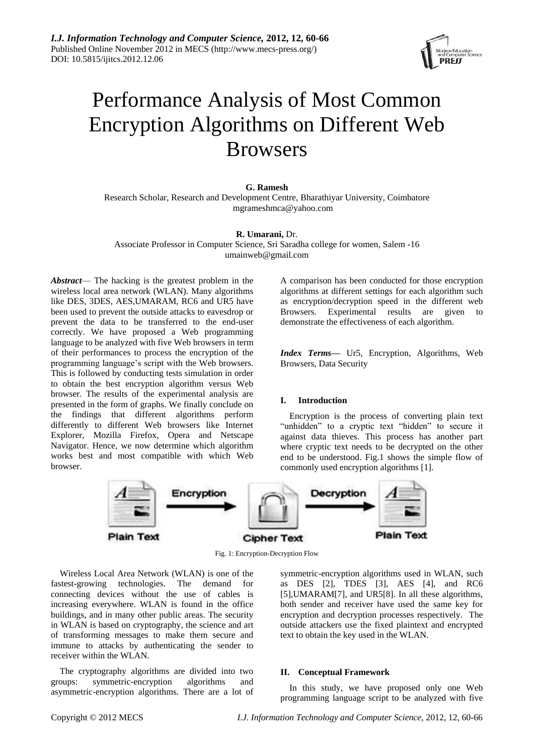# Performance Analysis of Most Common Encryption Algorithms on Different Web Browsers

**G. Ramesh**

Research Scholar, Research and Development Centre, Bharathiyar University, Coimbatore
mgrameshmca@yahoo.com

**R. Umarani,** Dr.

Associate Professor in Computer Science, Sri Saradha college for women, Salem -16
umainweb@gmail.com

***Abstract*****—** The hacking is the greatest problem in the wireless local area network (WLAN). Many algorithms like DES, 3DES, AES,UMARAM, RC6 and UR5 have been used to prevent the outside attacks to eavesdrop or prevent the data to be transferred to the end-user correctly. We have proposed a Web programming language to be analyzed with five Web browsers in term of their performances to process the encryption of the programming language's script with the Web browsers. This is followed by conducting tests simulation in order to obtain the best encryption algorithm versus Web browser. The results of the experimental analysis are presented in the form of graphs. We finally conclude on the findings that different algorithms perform differently to different Web browsers like Internet Explorer, Mozilla Firefox, Opera and Netscape Navigator. Hence, we now determine which algorithm works best and most compatible with which Web browser.

A comparison has been conducted for those encryption algorithms at different settings for each algorithm such as encryption/decryption speed in the different web Browsers. Experimental results are given to demonstrate the effectiveness of each algorithm.

***Index Terms*****—** Ur5, Encryption, Algorithms, Web Browsers, Data Security

## I. Introduction

Encryption is the process of converting plain text "unhidden" to a cryptic text "hidden" to secure it against data thieves. This process has another part where cryptic text needs to be decrypted on the other end to be understood. Fig.1 shows the simple flow of commonly used encryption algorithms [1].

Plain Text → Encryption → Cipher Text → Decryption → Plain Text

Fig. 1: Encryption-Decryption Flow

Wireless Local Area Network (WLAN) is one of the fastest-growing technologies. The demand for connecting devices without the use of cables is increasing everywhere. WLAN is found in the office buildings, and in many other public areas. The security in WLAN is based on cryptography, the science and art of transforming messages to make them secure and immune to attacks by authenticating the sender to receiver within the WLAN.

The cryptography algorithms are divided into two groups: symmetric-encryption algorithms and asymmetric-encryption algorithms. There are a lot of symmetric-encryption algorithms used in WLAN, such as DES [2], TDES [3], AES [4], and RC6 [5],UMARAM[7], and UR5[8]. In all these algorithms, both sender and receiver have used the same key for encryption and decryption processes respectively. The outside attackers use the fixed plaintext and encrypted text to obtain the key used in the WLAN.

## II. Conceptual Framework

In this study, we have proposed only one Web programming language script to be analyzed with five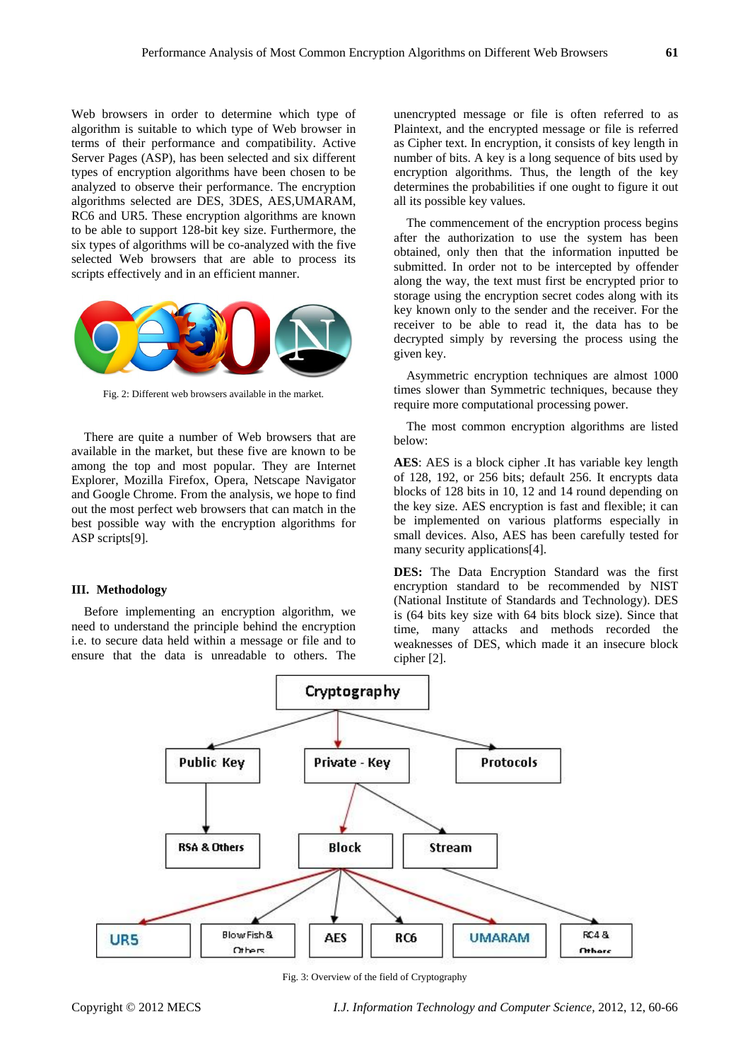Web browsers in order to determine which type of algorithm is suitable to which type of Web browser in terms of their performance and compatibility. Active Server Pages (ASP), has been selected and six different types of encryption algorithms have been chosen to be analyzed to observe their performance. The encryption algorithms selected are DES, 3DES, AES,UMARAM, RC6 and UR5. These encryption algorithms are known to be able to support 128-bit key size. Furthermore, the six types of algorithms will be co-analyzed with the five selected Web browsers that are able to process its scripts effectively and in an efficient manner.

Fig. 2: Different web browsers available in the market.

There are quite a number of Web browsers that are available in the market, but these five are known to be among the top and most popular. They are Internet Explorer, Mozilla Firefox, Opera, Netscape Navigator and Google Chrome. From the analysis, we hope to find out the most perfect web browsers that can match in the best possible way with the encryption algorithms for ASP scripts[9].

## III. Methodology

Before implementing an encryption algorithm, we need to understand the principle behind the encryption i.e. to secure data held within a message or file and to ensure that the data is unreadable to others. The unencrypted message or file is often referred to as Plaintext, and the encrypted message or file is referred as Cipher text. In encryption, it consists of key length in number of bits. A key is a long sequence of bits used by encryption algorithms. Thus, the length of the key determines the probabilities if one ought to figure it out all its possible key values.

The commencement of the encryption process begins after the authorization to use the system has been obtained, only then that the information inputted be submitted. In order not to be intercepted by offender along the way, the text must first be encrypted prior to storage using the encryption secret codes along with its key known only to the sender and the receiver. For the receiver to be able to read it, the data has to be decrypted simply by reversing the process using the given key.

Asymmetric encryption techniques are almost 1000 times slower than Symmetric techniques, because they require more computational processing power.

The most common encryption algorithms are listed below:

**AES**: AES is a block cipher .It has variable key length of 128, 192, or 256 bits; default 256. It encrypts data blocks of 128 bits in 10, 12 and 14 round depending on the key size. AES encryption is fast and flexible; it can be implemented on various platforms especially in small devices. Also, AES has been carefully tested for many security applications[4].

**DES:** The Data Encryption Standard was the first encryption standard to be recommended by NIST (National Institute of Standards and Technology). DES is (64 bits key size with 64 bits block size). Since that time, many attacks and methods recorded the weaknesses of DES, which made it an insecure block cipher [2].

Cryptography
- Public Key
  - RSA & Others
- Private - Key
  - Block
    - UR5
    - BlowFish & Others
    - AES
    - RC6
    - UMARAM
    - RC4 & Others
  - Stream
- Protocols

Fig. 3: Overview of the field of Cryptography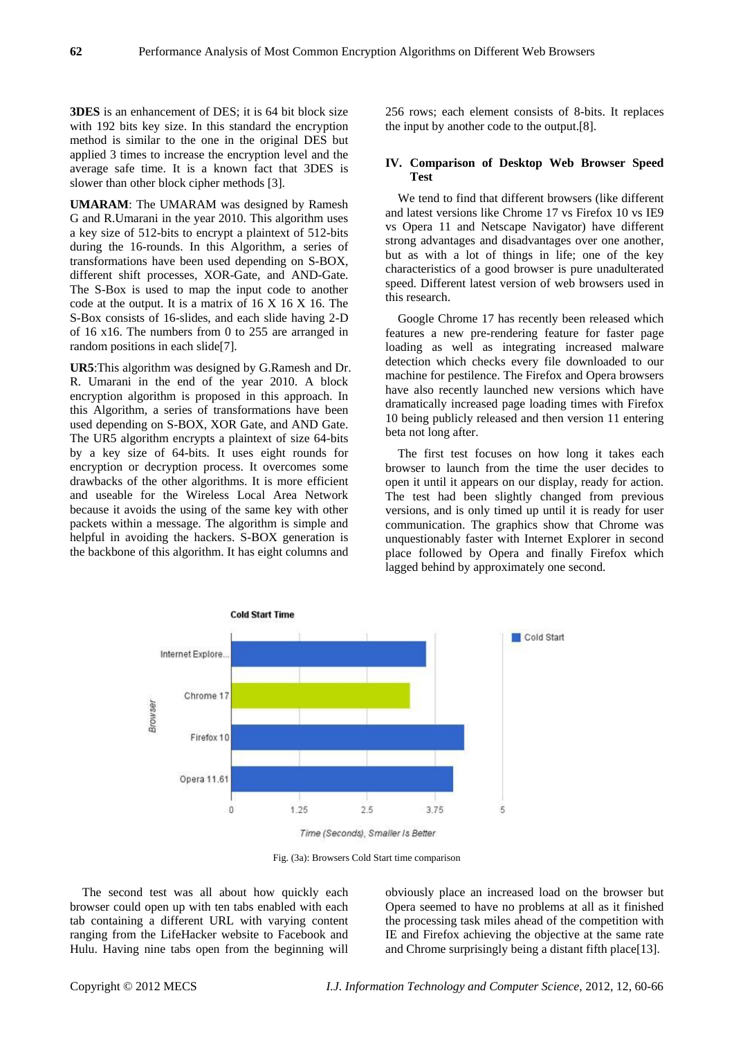**3DES** is an enhancement of DES; it is 64 bit block size with 192 bits key size. In this standard the encryption method is similar to the one in the original DES but applied 3 times to increase the encryption level and the average safe time. It is a known fact that 3DES is slower than other block cipher methods [3].

**UMARAM**: The UMARAM was designed by Ramesh G and R.Umarani in the year 2010. This algorithm uses a key size of 512-bits to encrypt a plaintext of 512-bits during the 16-rounds. In this Algorithm, a series of transformations have been used depending on S-BOX, different shift processes, XOR-Gate, and AND-Gate. The S-Box is used to map the input code to another code at the output. It is a matrix of 16 X 16 X 16. The S-Box consists of 16-slides, and each slide having 2-D of 16 x16. The numbers from 0 to 255 are arranged in random positions in each slide[7].

**UR5**:This algorithm was designed by G.Ramesh and Dr. R. Umarani in the end of the year 2010. A block encryption algorithm is proposed in this approach. In this Algorithm, a series of transformations have been used depending on S-BOX, XOR Gate, and AND Gate. The UR5 algorithm encrypts a plaintext of size 64-bits by a key size of 64-bits. It uses eight rounds for encryption or decryption process. It overcomes some drawbacks of the other algorithms. It is more efficient and useable for the Wireless Local Area Network because it avoids the using of the same key with other packets within a message. The algorithm is simple and helpful in avoiding the hackers. S-BOX generation is the backbone of this algorithm. It has eight columns and 256 rows; each element consists of 8-bits. It replaces the input by another code to the output.[8].

## IV. Comparison of Desktop Web Browser Speed Test

We tend to find that different browsers (like different and latest versions like Chrome 17 vs Firefox 10 vs IE9 vs Opera 11 and Netscape Navigator) have different strong advantages and disadvantages over one another, but as with a lot of things in life; one of the key characteristics of a good browser is pure unadulterated speed. Different latest version of web browsers used in this research.

Google Chrome 17 has recently been released which features a new pre-rendering feature for faster page loading as well as integrating increased malware detection which checks every file downloaded to our machine for pestilence. The Firefox and Opera browsers have also recently launched new versions which have dramatically increased page loading times with Firefox 10 being publicly released and then version 11 entering beta not long after.

The first test focuses on how long it takes each browser to launch from the time the user decides to open it until it appears on our display, ready for action. The test had been slightly changed from previous versions, and is only timed up until it is ready for user communication. The graphics show that Chrome was unquestionably faster with Internet Explorer in second place followed by Opera and finally Firefox which lagged behind by approximately one second.

Fig. (3a): Browsers Cold Start time comparison

The second test was all about how quickly each browser could open up with ten tabs enabled with each tab containing a different URL with varying content ranging from the LifeHacker website to Facebook and Hulu. Having nine tabs open from the beginning will obviously place an increased load on the browser but Opera seemed to have no problems at all as it finished the processing task miles ahead of the competition with IE and Firefox achieving the objective at the same rate and Chrome surprisingly being a distant fifth place[13].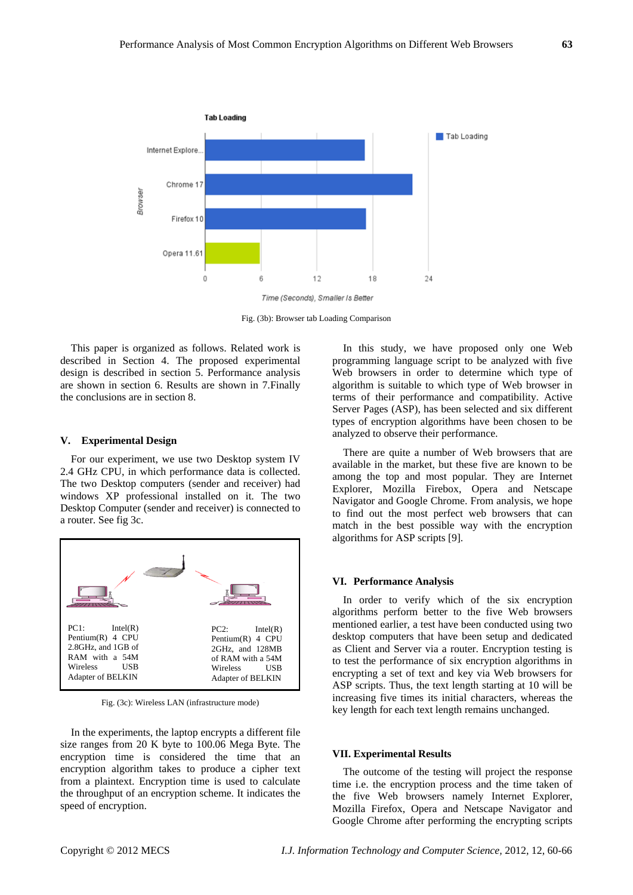Fig. (3b): Browser tab Loading Comparison

This paper is organized as follows. Related work is described in Section 4. The proposed experimental design is described in section 5. Performance analysis are shown in section 6. Results are shown in 7.Finally the conclusions are in section 8.

## V. Experimental Design

For our experiment, we use two Desktop system IV 2.4 GHz CPU, in which performance data is collected. The two Desktop computers (sender and receiver) had windows XP professional installed on it. The two Desktop Computer (sender and receiver) is connected to a router. See fig 3c.

PC1: Intel(R) Pentium(R) 4 CPU 2.8GHz, and 1GB of RAM with a 54M Wireless USB Adapter of BELKIN

PC2: Intel(R) Pentium(R) 4 CPU 2GHz, and 128MB of RAM with a 54M Wireless USB Adapter of BELKIN

Fig. (3c): Wireless LAN (infrastructure mode)

In the experiments, the laptop encrypts a different file size ranges from 20 K byte to 100.06 Mega Byte. The encryption time is considered the time that an encryption algorithm takes to produce a cipher text from a plaintext. Encryption time is used to calculate the throughput of an encryption scheme. It indicates the speed of encryption.

In this study, we have proposed only one Web programming language script to be analyzed with five Web browsers in order to determine which type of algorithm is suitable to which type of Web browser in terms of their performance and compatibility. Active Server Pages (ASP), has been selected and six different types of encryption algorithms have been chosen to be analyzed to observe their performance.

There are quite a number of Web browsers that are available in the market, but these five are known to be among the top and most popular. They are Internet Explorer, Mozilla Firebox, Opera and Netscape Navigator and Google Chrome. From analysis, we hope to find out the most perfect web browsers that can match in the best possible way with the encryption algorithms for ASP scripts [9].

## VI. Performance Analysis

In order to verify which of the six encryption algorithms perform better to the five Web browsers mentioned earlier, a test have been conducted using two desktop computers that have been setup and dedicated as Client and Server via a router. Encryption testing is to test the performance of six encryption algorithms in encrypting a set of text and key via Web browsers for ASP scripts. Thus, the text length starting at 10 will be increasing five times its initial characters, whereas the key length for each text length remains unchanged.

## VII. Experimental Results

The outcome of the testing will project the response time i.e. the encryption process and the time taken of the five Web browsers namely Internet Explorer, Mozilla Firefox, Opera and Netscape Navigator and Google Chrome after performing the encrypting scripts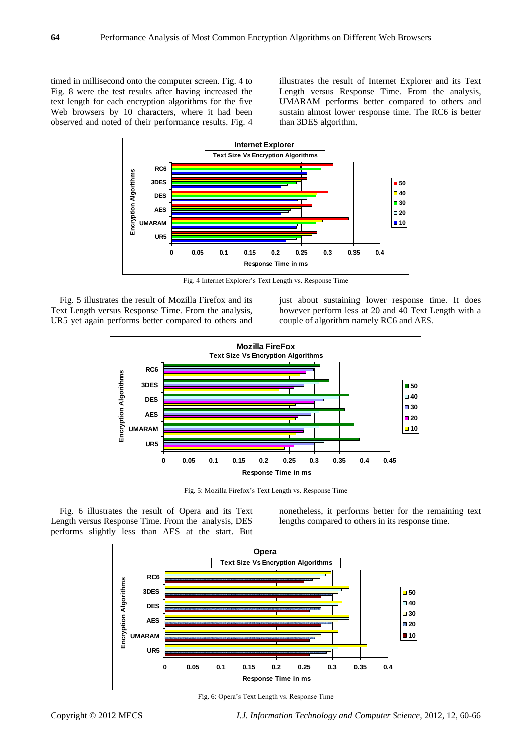timed in millisecond onto the computer screen. Fig. 4 to Fig. 8 were the test results after having increased the text length for each encryption algorithms for the five Web browsers by 10 characters, where it had been observed and noted of their performance results. Fig. 4 illustrates the result of Internet Explorer and its Text Length versus Response Time. From the analysis, UMARAM performs better compared to others and sustain almost lower response time. The RC6 is better than 3DES algorithm.

Fig. 4 Internet Explorer's Text Length vs. Response Time

Fig. 5 illustrates the result of Mozilla Firefox and its Text Length versus Response Time. From the analysis, UR5 yet again performs better compared to others and just about sustaining lower response time. It does however perform less at 20 and 40 Text Length with a couple of algorithm namely RC6 and AES.

Fig. 5: Mozilla Firefox's Text Length vs. Response Time

Fig. 6 illustrates the result of Opera and its Text Length versus Response Time. From the analysis, DES performs slightly less than AES at the start. But nonetheless, it performs better for the remaining text lengths compared to others in its response time.

Fig. 6: Opera's Text Length vs. Response Time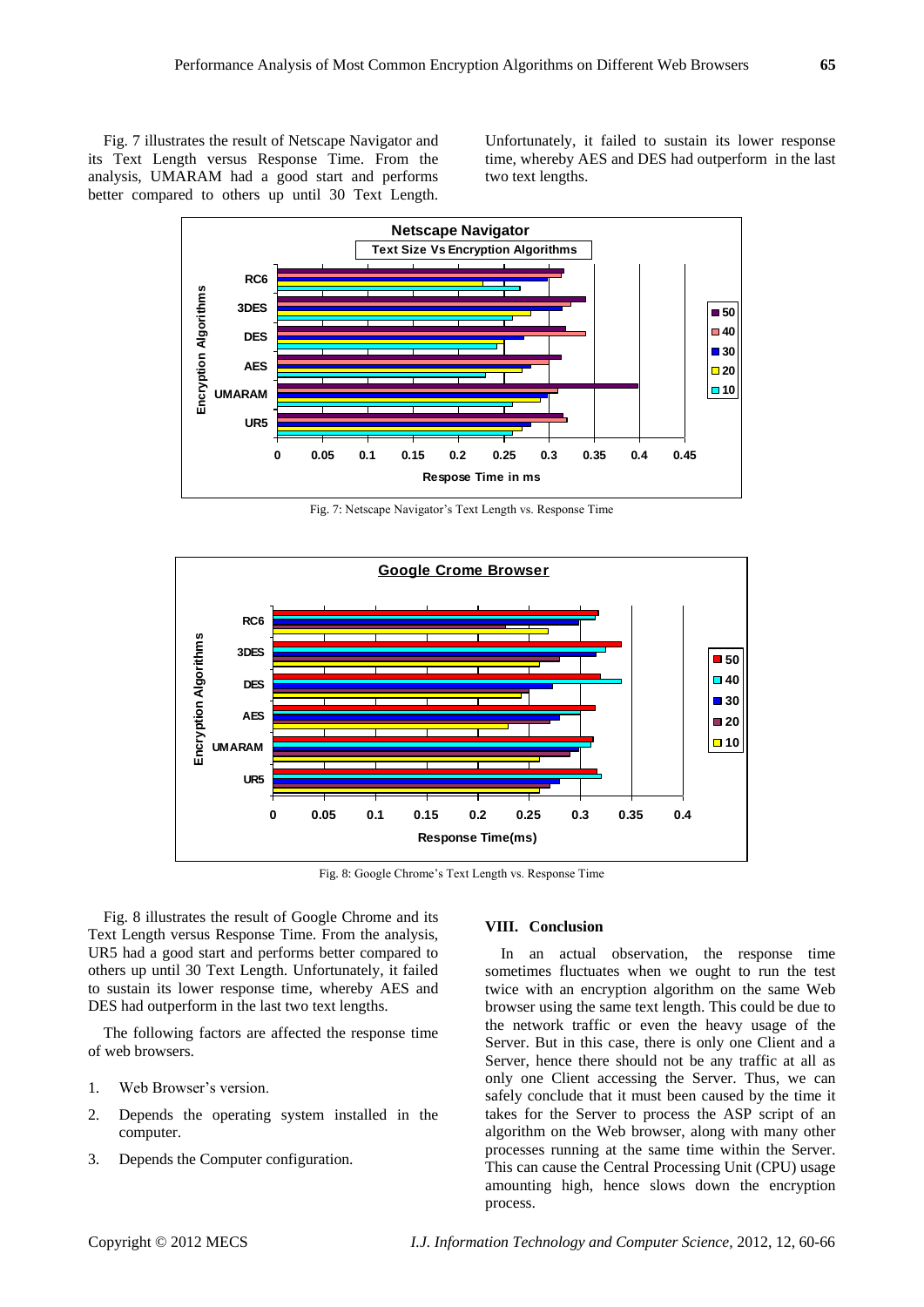Fig. 7 illustrates the result of Netscape Navigator and its Text Length versus Response Time. From the analysis, UMARAM had a good start and performs better compared to others up until 30 Text Length. Unfortunately, it failed to sustain its lower response time, whereby AES and DES had outperform in the last two text lengths.

Fig. 7: Netscape Navigator's Text Length vs. Response Time

Fig. 8: Google Chrome's Text Length vs. Response Time

Fig. 8 illustrates the result of Google Chrome and its Text Length versus Response Time. From the analysis, UR5 had a good start and performs better compared to others up until 30 Text Length. Unfortunately, it failed to sustain its lower response time, whereby AES and DES had outperform in the last two text lengths.

The following factors are affected the response time of web browsers.

1. Web Browser's version.
2. Depends the operating system installed in the computer.
3. Depends the Computer configuration.

## VIII. Conclusion

In an actual observation, the response time sometimes fluctuates when we ought to run the test twice with an encryption algorithm on the same Web browser using the same text length. This could be due to the network traffic or even the heavy usage of the Server. But in this case, there is only one Client and a Server, hence there should not be any traffic at all as only one Client accessing the Server. Thus, we can safely conclude that it must been caused by the time it takes for the Server to process the ASP script of an algorithm on the Web browser, along with many other processes running at the same time within the Server. This can cause the Central Processing Unit (CPU) usage amounting high, hence slows down the encryption process.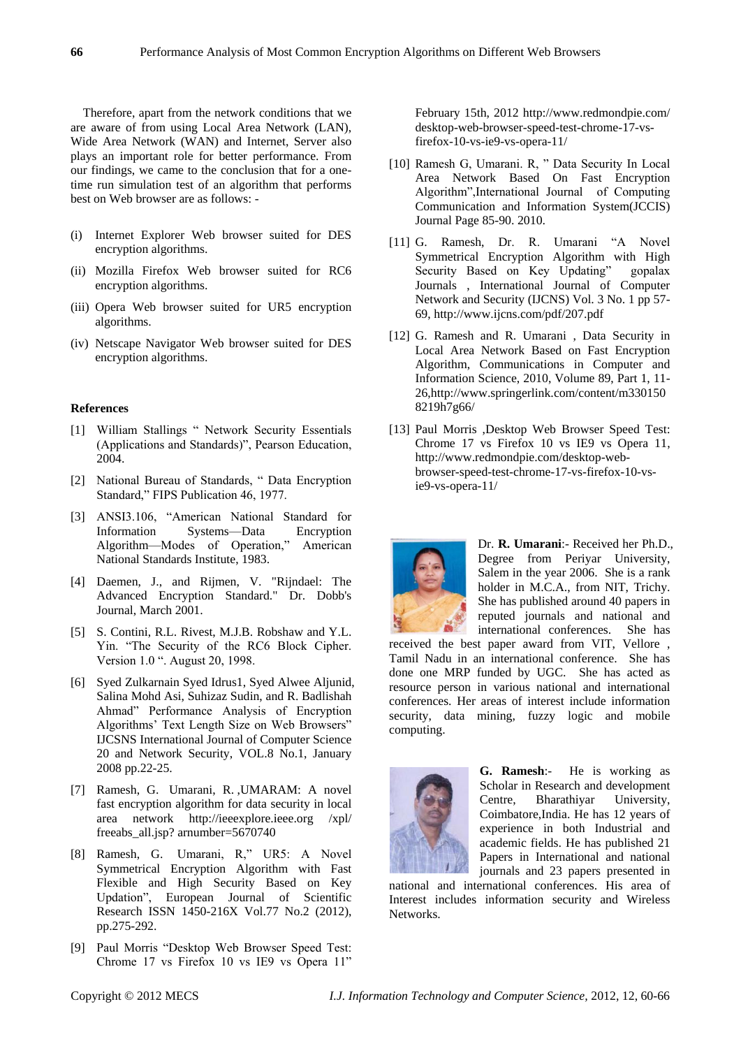Therefore, apart from the network conditions that we are aware of from using Local Area Network (LAN), Wide Area Network (WAN) and Internet, Server also plays an important role for better performance. From our findings, we came to the conclusion that for a one-time run simulation test of an algorithm that performs best on Web browser are as follows: -

(i) Internet Explorer Web browser suited for DES encryption algorithms.

(ii) Mozilla Firefox Web browser suited for RC6 encryption algorithms.

(iii) Opera Web browser suited for UR5 encryption algorithms.

(iv) Netscape Navigator Web browser suited for DES encryption algorithms.

### References

[1] William Stallings " Network Security Essentials (Applications and Standards)", Pearson Education, 2004.

[2] National Bureau of Standards, " Data Encryption Standard," FIPS Publication 46, 1977.

[3] ANSI3.106, "American National Standard for Information Systems—Data Encryption Algorithm—Modes of Operation," American National Standards Institute, 1983.

[4] Daemen, J., and Rijmen, V. "Rijndael: The Advanced Encryption Standard." Dr. Dobb's Journal, March 2001.

[5] S. Contini, R.L. Rivest, M.J.B. Robshaw and Y.L. Yin. "The Security of the RC6 Block Cipher. Version 1.0 ". August 20, 1998.

[6] Syed Zulkarnain Syed Idrus1, Syed Alwee Aljunid, Salina Mohd Asi, Suhizaz Sudin, and R. Badlishah Ahmad" Performance Analysis of Encryption Algorithms' Text Length Size on Web Browsers" IJCSNS International Journal of Computer Science 20 and Network Security, VOL.8 No.1, January 2008 pp.22-25.

[7] Ramesh, G. Umarani, R. ,UMARAM: A novel fast encryption algorithm for data security in local area network http://ieeexplore.ieee.org /xpl/ freeabs_all.jsp? arnumber=5670740

[8] Ramesh, G. Umarani, R," UR5: A Novel Symmetrical Encryption Algorithm with Fast Flexible and High Security Based on Key Updation", European Journal of Scientific Research ISSN 1450-216X Vol.77 No.2 (2012), pp.275-292.

[9] Paul Morris "Desktop Web Browser Speed Test: Chrome 17 vs Firefox 10 vs IE9 vs Opera 11" February 15th, 2012 http://www.redmondpie.com/desktop-web-browser-speed-test-chrome-17-vs-firefox-10-vs-ie9-vs-opera-11/

[10] Ramesh G, Umarani. R, " Data Security In Local Area Network Based On Fast Encryption Algorithm",International Journal of Computing Communication and Information System(JCCIS) Journal Page 85-90. 2010.

[11] G. Ramesh, Dr. R. Umarani "A Novel Symmetrical Encryption Algorithm with High Security Based on Key Updating" gopalax Journals , International Journal of Computer Network and Security (IJCNS) Vol. 3 No. 1 pp 57-69, http://www.ijcns.com/pdf/207.pdf

[12] G. Ramesh and R. Umarani , Data Security in Local Area Network Based on Fast Encryption Algorithm, Communications in Computer and Information Science, 2010, Volume 89, Part 1, 11-26,http://www.springerlink.com/content/m3301508219h7g66/

[13] Paul Morris ,Desktop Web Browser Speed Test: Chrome 17 vs Firefox 10 vs IE9 vs Opera 11, http://www.redmondpie.com/desktop-web-browser-speed-test-chrome-17-vs-firefox-10-vs-ie9-vs-opera-11/

Dr. **R. Umarani**:- Received her Ph.D., Degree from Periyar University, Salem in the year 2006. She is a rank holder in M.C.A., from NIT, Trichy. She has published around 40 papers in reputed journals and national and international conferences. She has received the best paper award from VIT, Vellore , Tamil Nadu in an international conference. She has done one MRP funded by UGC. She has acted as resource person in various national and international conferences. Her areas of interest include information security, data mining, fuzzy logic and mobile computing.

**G. Ramesh**:- He is working as Scholar in Research and development Centre, Bharathiyar University, Coimbatore,India. He has 12 years of experience in both Industrial and academic fields. He has published 21 Papers in International and national journals and 23 papers presented in national and international conferences. His area of Interest includes information security and Wireless Networks.